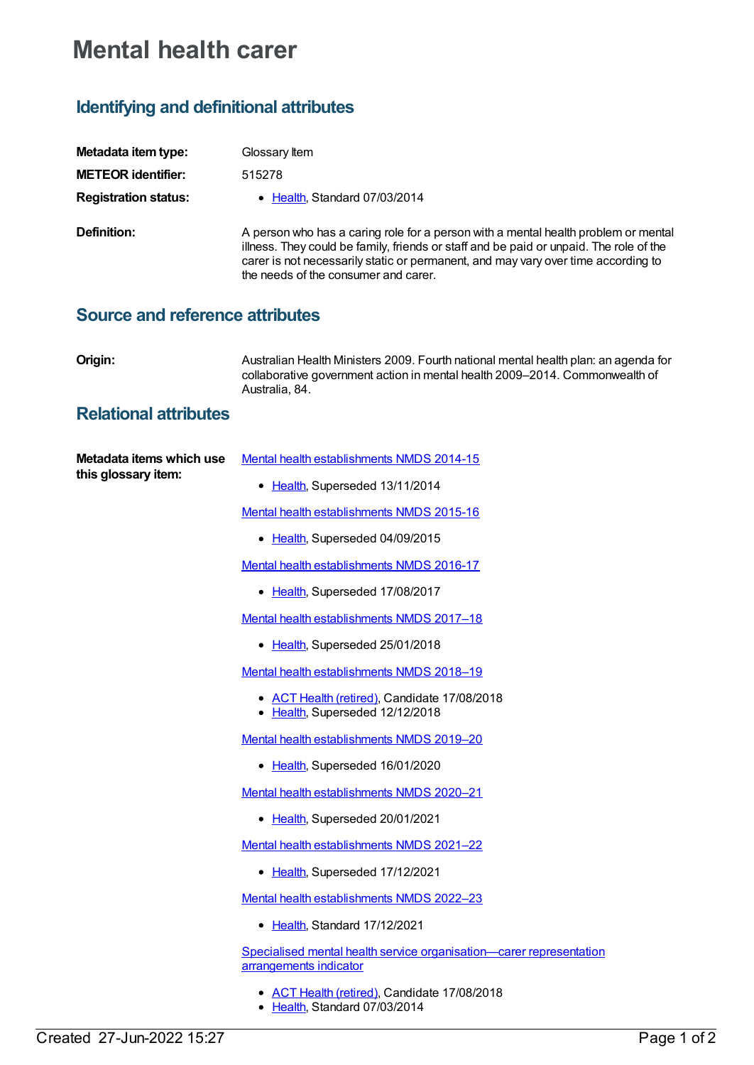# Mental health carer

## Identifying and definitional attributes

**Metadata item type:** Glossary Item

**METEOR identifier:** 515278

**Registration status:**
- Health, Standard 07/03/2014

**Definition:** A person who has a caring role for a person with a mental health problem or mental illness. They could be family, friends or staff and be paid or unpaid. The role of the carer is not necessarily static or permanent, and may vary over time according to the needs of the consumer and carer.

## Source and reference attributes

**Origin:** Australian Health Ministers 2009. Fourth national mental health plan: an agenda for collaborative government action in mental health 2009–2014. Commonwealth of Australia, 84.

## Relational attributes

**Metadata items which use this glossary item:**

Mental health establishments NMDS 2014-15
- Health, Superseded 13/11/2014

Mental health establishments NMDS 2015-16
- Health, Superseded 04/09/2015

Mental health establishments NMDS 2016-17
- Health, Superseded 17/08/2017

Mental health establishments NMDS 2017–18
- Health, Superseded 25/01/2018

Mental health establishments NMDS 2018–19
- ACT Health (retired), Candidate 17/08/2018
- Health, Superseded 12/12/2018

Mental health establishments NMDS 2019–20
- Health, Superseded 16/01/2020

Mental health establishments NMDS 2020–21
- Health, Superseded 20/01/2021

Mental health establishments NMDS 2021–22
- Health, Superseded 17/12/2021

Mental health establishments NMDS 2022–23
- Health, Standard 17/12/2021

Specialised mental health service organisation—carer representation arrangements indicator
- ACT Health (retired), Candidate 17/08/2018
- Health, Standard 07/03/2014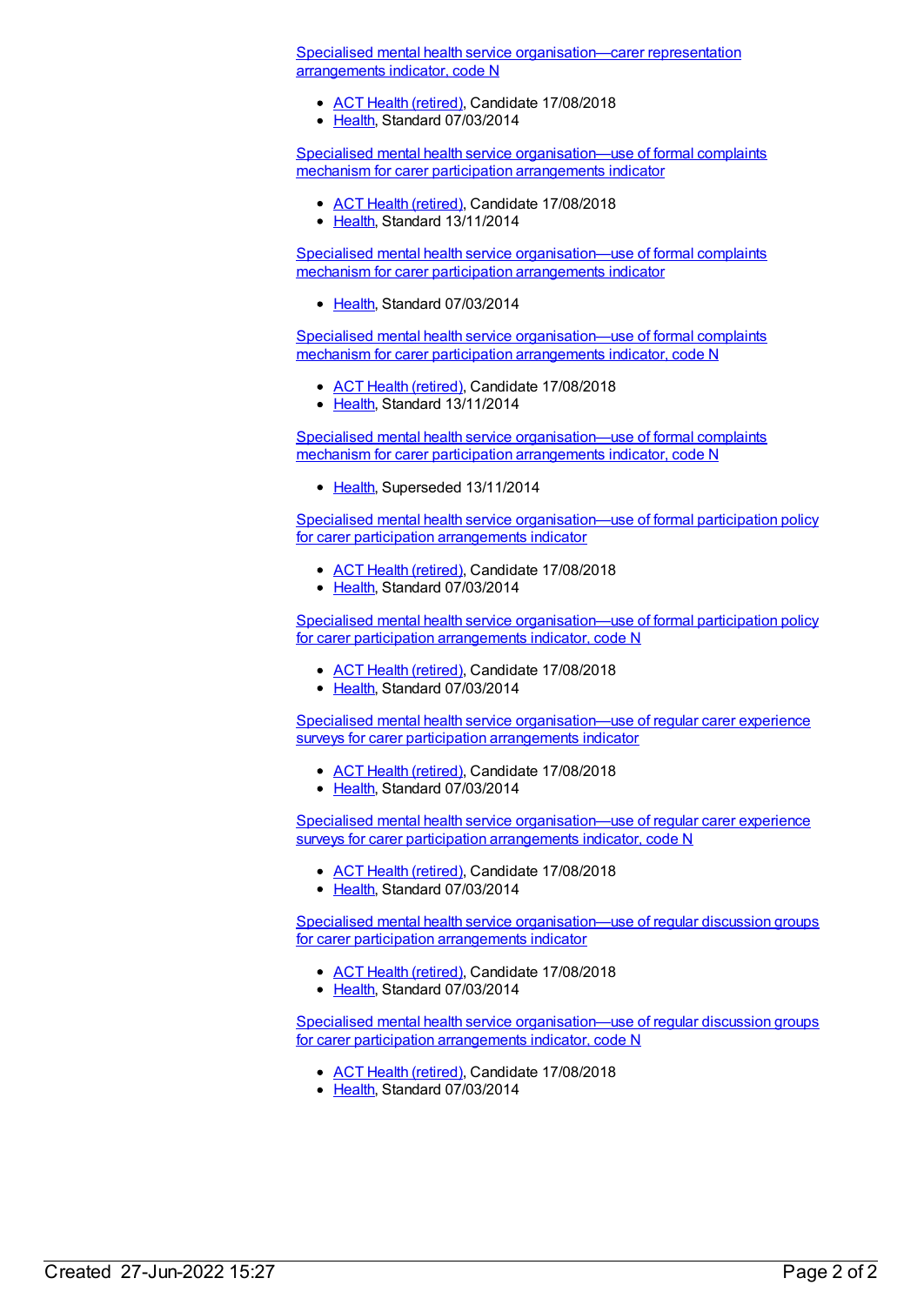Specialised mental health service organisation—carer representation arrangements indicator, code N

- ACT Health (retired), Candidate 17/08/2018
- Health, Standard 07/03/2014

Specialised mental health service organisation—use of formal complaints mechanism for carer participation arrangements indicator

- ACT Health (retired), Candidate 17/08/2018
- Health, Standard 13/11/2014

Specialised mental health service organisation—use of formal complaints mechanism for carer participation arrangements indicator

- Health, Standard 07/03/2014

Specialised mental health service organisation—use of formal complaints mechanism for carer participation arrangements indicator, code N

- ACT Health (retired), Candidate 17/08/2018
- Health, Standard 13/11/2014

Specialised mental health service organisation—use of formal complaints mechanism for carer participation arrangements indicator, code N

- Health, Superseded 13/11/2014

Specialised mental health service organisation—use of formal participation policy for carer participation arrangements indicator

- ACT Health (retired), Candidate 17/08/2018
- Health, Standard 07/03/2014

Specialised mental health service organisation—use of formal participation policy for carer participation arrangements indicator, code N

- ACT Health (retired), Candidate 17/08/2018
- Health, Standard 07/03/2014

Specialised mental health service organisation—use of regular carer experience surveys for carer participation arrangements indicator

- ACT Health (retired), Candidate 17/08/2018
- Health, Standard 07/03/2014

Specialised mental health service organisation—use of regular carer experience surveys for carer participation arrangements indicator, code N

- ACT Health (retired), Candidate 17/08/2018
- Health, Standard 07/03/2014

Specialised mental health service organisation—use of regular discussion groups for carer participation arrangements indicator

- ACT Health (retired), Candidate 17/08/2018
- Health, Standard 07/03/2014

Specialised mental health service organisation—use of regular discussion groups for carer participation arrangements indicator, code N

- ACT Health (retired), Candidate 17/08/2018
- Health, Standard 07/03/2014